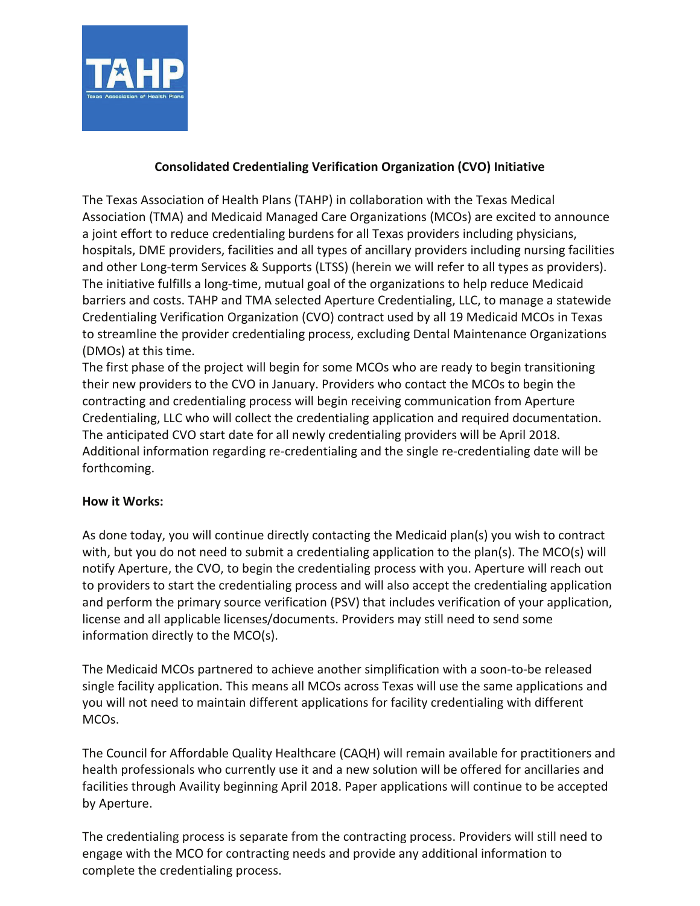## Consolidated Credentialing Verification Organization (CVO) Initiative

The Texas Association of Health Plans (TAHP) in collaboration with the Texas Medical Association (TMA) and Medicaid Managed Care Organizations (MCOs) are excited to announce a joint effort to reduce credentialing burdens for all Texas providers including physicians, hospitals, DME providers, facilities and all types of ancillary providers including nursing facilities and other Long-term Services & Supports (LTSS) (herein we will refer to all types as providers). The initiative fulfills a long-time, mutual goal of the organizations to help reduce Medicaid barriers and costs. TAHP and TMA selected Aperture Credentialing, LLC, to manage a statewide Credentialing Verification Organization (CVO) contract used by all 19 Medicaid MCOs in Texas to streamline the provider credentialing process, excluding Dental Maintenance Organizations (DMOs) at this time.

The first phase of the project will begin for some MCOs who are ready to begin transitioning their new providers to the CVO in January. Providers who contact the MCOs to begin the contracting and credentialing process will begin receiving communication from Aperture Credentialing, LLC who will collect the credentialing application and required documentation. The anticipated CVO start date for all newly credentialing providers will be April 2018. Additional information regarding re-credentialing and the single re-credentialing date will be forthcoming.

**How it Works:**

As done today, you will continue directly contacting the Medicaid plan(s) you wish to contract with, but you do not need to submit a credentialing application to the plan(s). The MCO(s) will notify Aperture, the CVO, to begin the credentialing process with you. Aperture will reach out to providers to start the credentialing process and will also accept the credentialing application and perform the primary source verification (PSV) that includes verification of your application, license and all applicable licenses/documents. Providers may still need to send some information directly to the MCO(s).

The Medicaid MCOs partnered to achieve another simplification with a soon-to-be released single facility application. This means all MCOs across Texas will use the same applications and you will not need to maintain different applications for facility credentialing with different MCOs.

The Council for Affordable Quality Healthcare (CAQH) will remain available for practitioners and health professionals who currently use it and a new solution will be offered for ancillaries and facilities through Availity beginning April 2018. Paper applications will continue to be accepted by Aperture.

The credentialing process is separate from the contracting process. Providers will still need to engage with the MCO for contracting needs and provide any additional information to complete the credentialing process.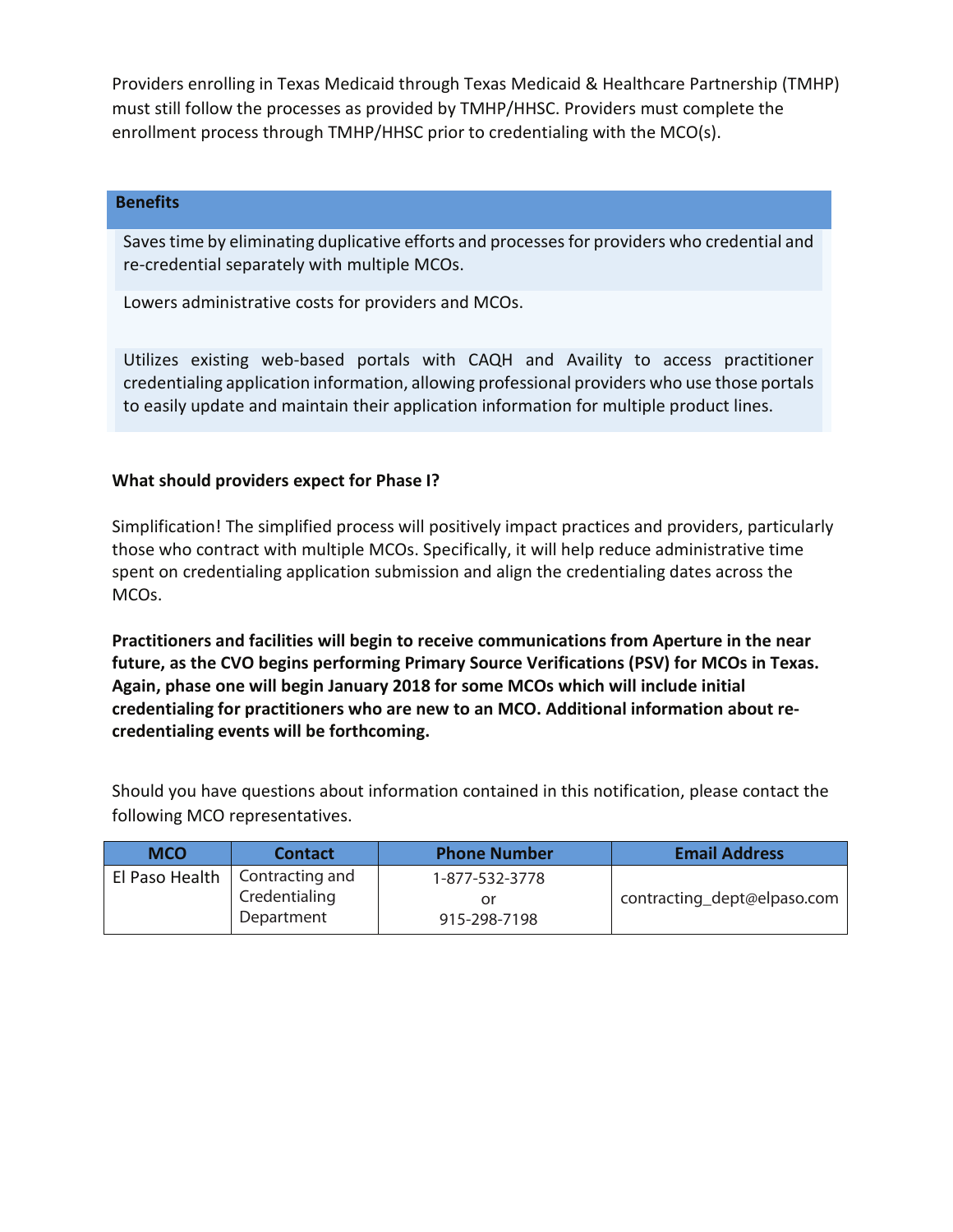Providers enrolling in Texas Medicaid through Texas Medicaid & Healthcare Partnership (TMHP) must still follow the processes as provided by TMHP/HHSC. Providers must complete the enrollment process through TMHP/HHSC prior to credentialing with the MCO(s).

| **Benefits** |
|---|
| Saves time by eliminating duplicative efforts and processes for providers who credential and re-credential separately with multiple MCOs. |
| Lowers administrative costs for providers and MCOs. |
| Utilizes existing web-based portals with CAQH and Availity to access practitioner credentialing application information, allowing professional providers who use those portals to easily update and maintain their application information for multiple product lines. |

**What should providers expect for Phase I?**

Simplification! The simplified process will positively impact practices and providers, particularly those who contract with multiple MCOs. Specifically, it will help reduce administrative time spent on credentialing application submission and align the credentialing dates across the MCOs.

**Practitioners and facilities will begin to receive communications from Aperture in the near future, as the CVO begins performing Primary Source Verifications (PSV) for MCOs in Texas. Again, phase one will begin January 2018 for some MCOs which will include initial credentialing for practitioners who are new to an MCO. Additional information about re-credentialing events will be forthcoming.**

Should you have questions about information contained in this notification, please contact the following MCO representatives.

| MCO | Contact | Phone Number | Email Address |
|---|---|---|---|
| El Paso Health | Contracting and Credentialing Department | 1-877-532-3778 or 915-298-7198 | contracting_dept@elpaso.com |